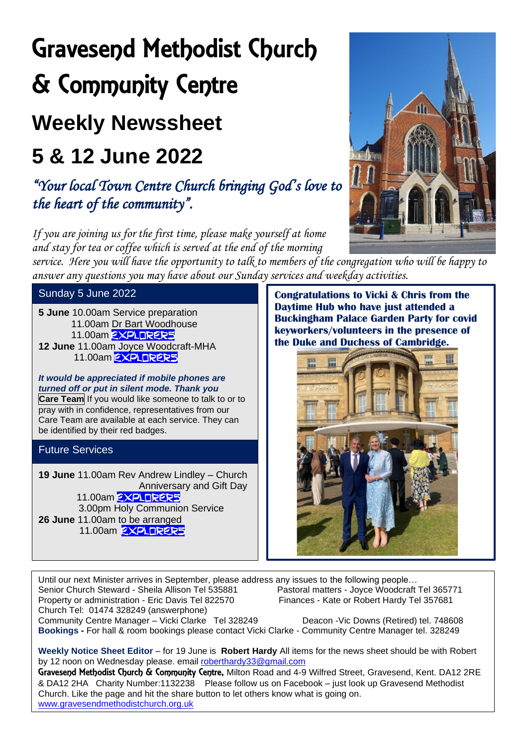# Gravesend Methodist Church & Community Centre

## Weekly Newssheet

## 5 & 12 June 2022

*"Your local Town Centre Church bringing God's love to the heart of the community".*

*If you are joining us for the first time, please make yourself at home and stay for tea or coffee which is served at the end of the morning service. Here you will have the opportunity to talk to members of the congregation who will be happy to answer any questions you may have about our Sunday services and weekday activities.*

### Sunday 5 June 2022

**5 June** 10.00am Service preparation
11.00am Dr Bart Woodhouse
11.00am EXPLORERS

**12 June** 11.00am Joyce Woodcraft-MHA
11.00am EXPLORERS

***It would be appreciated if mobile phones are turned off or put in silent mode. Thank you***

**Care Team** If you would like someone to talk to or to pray with in confidence, representatives from our Care Team are available at each service. They can be identified by their red badges.

### Future Services

**19 June** 11.00am Rev Andrew Lindley – Church Anniversary and Gift Day
11.00am EXPLORERS
3.00pm Holy Communion Service

**26 June** 11.00am to be arranged
11.00am EXPLORERS

**Congratulations to Vicki & Chris from the Daytime Hub who have just attended a Buckingham Palace Garden Party for covid keyworkers/volunteers in the presence of the Duke and Duchess of Cambridge.**

Until our next Minister arrives in September, please address any issues to the following people…

Senior Church Steward - Sheila Allison Tel 535881
Pastoral matters - Joyce Woodcraft Tel 365771
Property or administration - Eric Davis Tel 822570
Finances - Kate or Robert Hardy Tel 357681
Church Tel: 01474 328249 (answerphone)
Community Centre Manager – Vicki Clarke Tel 328249
Deacon -Vic Downs (Retired) tel. 748608

**Bookings -** For hall & room bookings please contact Vicki Clarke - Community Centre Manager tel. 328249

**Weekly Notice Sheet Editor** – for 19 June is **Robert Hardy** All items for the news sheet should be with Robert by 12 noon on Wednesday please. email roberthardy33@gmail.com

**Gravesend Methodist Church & Community Centre,** Milton Road and 4-9 Wilfred Street, Gravesend, Kent. DA12 2RE & DA12 2HA Charity Number:1132238 Please follow us on Facebook – just look up Gravesend Methodist Church. Like the page and hit the share button to let others know what is going on.

www.gravesendmethodistchurch.org.uk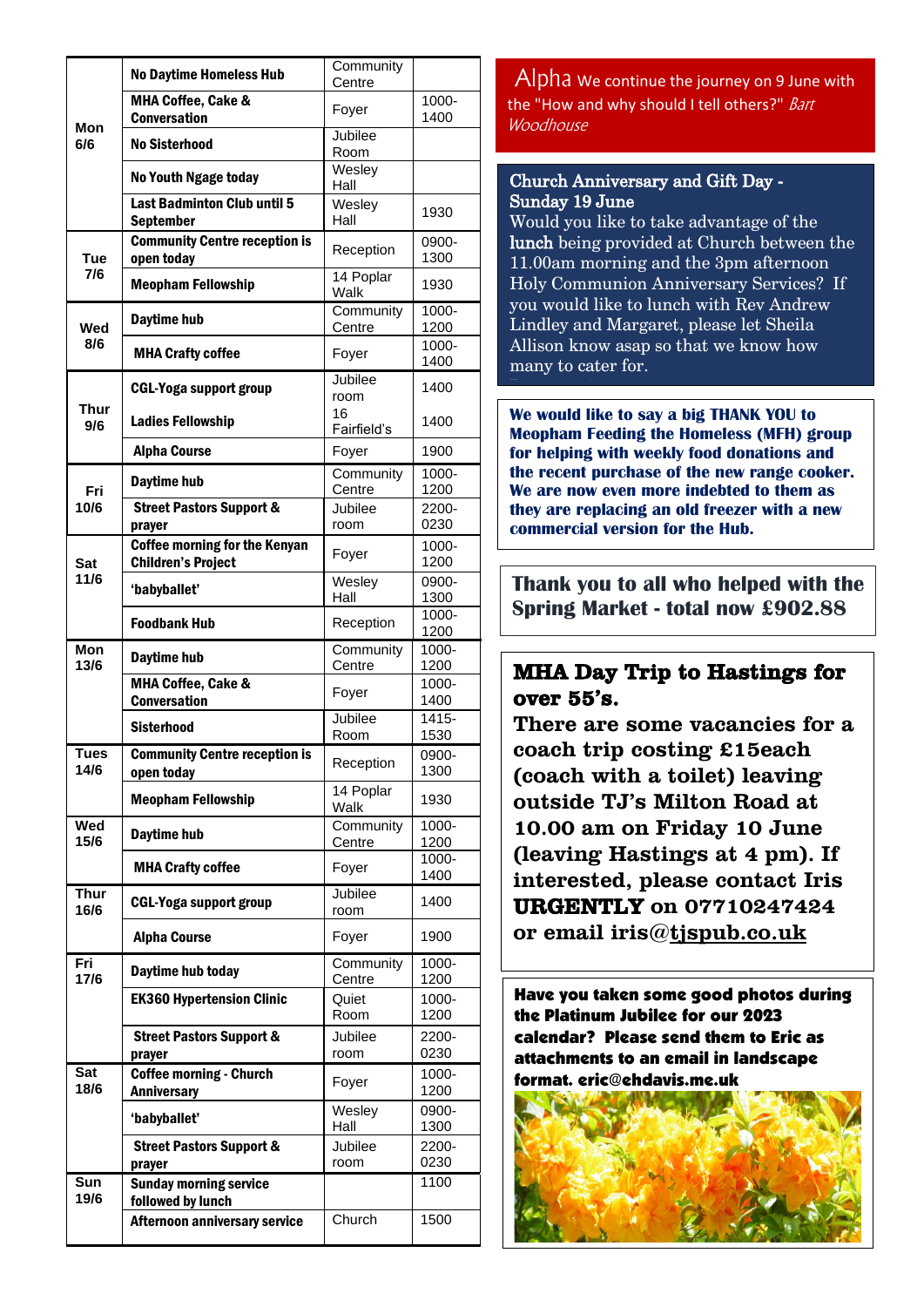| | | | |
|---|---|---|---|
| Mon 6/6 | No Daytime Homeless Hub | Community Centre | |
| | MHA Coffee, Cake & Conversation | Foyer | 1000-1400 |
| | No Sisterhood | Jubilee Room | |
| | No Youth Ngage today | Wesley Hall | |
| | Last Badminton Club until 5 September | Wesley Hall | 1930 |
| Tue 7/6 | Community Centre reception is open today | Reception | 0900-1300 |
| | Meopham Fellowship | 14 Poplar Walk | 1930 |
| Wed 8/6 | Daytime hub | Community Centre | 1000-1200 |
| | MHA Crafty coffee | Foyer | 1000-1400 |
| Thur 9/6 | CGL-Yoga support group | Jubilee room | 1400 |
| | Ladies Fellowship | 16 Fairfield's | 1400 |
| | Alpha Course | Foyer | 1900 |
| Fri 10/6 | Daytime hub | Community Centre | 1000-1200 |
| | Street Pastors Support & prayer | Jubilee room | 2200-0230 |
| Sat 11/6 | Coffee morning for the Kenyan Children's Project | Foyer | 1000-1200 |
| | 'babyballet' | Wesley Hall | 0900-1300 |
| | Foodbank Hub | Reception | 1000-1200 |
| Mon 13/6 | Daytime hub | Community Centre | 1000-1200 |
| | MHA Coffee, Cake & Conversation | Foyer | 1000-1400 |
| | Sisterhood | Jubilee Room | 1415-1530 |
| Tues 14/6 | Community Centre reception is open today | Reception | 0900-1300 |
| | Meopham Fellowship | 14 Poplar Walk | 1930 |
| Wed 15/6 | Daytime hub | Community Centre | 1000-1200 |
| | MHA Crafty coffee | Foyer | 1000-1400 |
| Thur 16/6 | CGL-Yoga support group | Jubilee room | 1400 |
| | Alpha Course | Foyer | 1900 |
| Fri 17/6 | Daytime hub today | Community Centre | 1000-1200 |
| | EK360 Hypertension Clinic | Quiet Room | 1000-1200 |
| | Street Pastors Support & prayer | Jubilee room | 2200-0230 |
| Sat 18/6 | Coffee morning - Church Anniversary | Foyer | 1000-1200 |
| | 'babyballet' | Wesley Hall | 0900-1300 |
| | Street Pastors Support & prayer | Jubilee room | 2200-0230 |
| Sun 19/6 | Sunday morning service followed by lunch | | 1100 |
| | Afternoon anniversary service | Church | 1500 |

**Alpha** We continue the journey on 9 June with the "How and why should I tell others?" *Bart Woodhouse*

## Church Anniversary and Gift Day - Sunday 19 June

Would you like to take advantage of the **lunch** being provided at Church between the 11.00am morning and the 3pm afternoon Holy Communion Anniversary Services? If you would like to lunch with Rev Andrew Lindley and Margaret, please let Sheila Allison know asap so that we know how many to cater for.

**We would like to say a big THANK YOU to Meopham Feeding the Homeless (MFH) group for helping with weekly food donations and the recent purchase of the new range cooker. We are now even more indebted to them as they are replacing an old freezer with a new commercial version for the Hub.**

**Thank you to all who helped with the Spring Market - total now £902.88**

## MHA Day Trip to Hastings for over 55's.

**There are some vacancies for a coach trip costing £15each (coach with a toilet) leaving outside TJ's Milton Road at 10.00 am on Friday 10 June (leaving Hastings at 4 pm). If interested, please contact Iris URGENTLY on 07710247424 or email iris@tjspub.co.uk**

**Have you taken some good photos during the Platinum Jubilee for our 2023 calendar? Please send them to Eric as attachments to an email in landscape format. eric@ehdavis.me.uk**